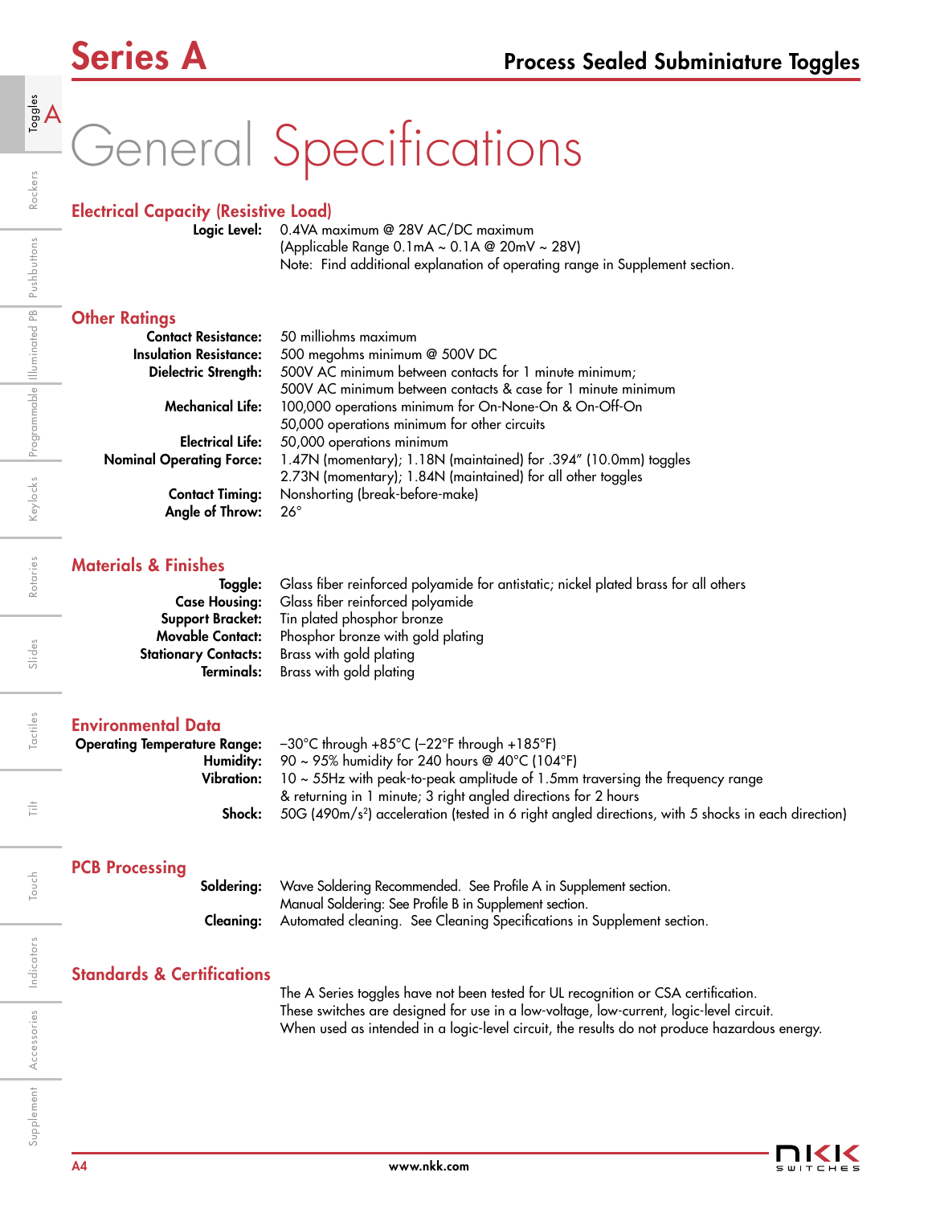# General Specifications

## Electrical Capacity (Resistive Load)

**Logic Level:** 0.4VA maximum @ 28V AC/DC maximum
(Applicable Range 0.1mA ~ 0.1A @ 20mV ~ 28V)
Note: Find additional explanation of operating range in Supplement section.

## Other Ratings

**Contact Resistance:** 50 milliohms maximum
**Insulation Resistance:** 500 megohms minimum @ 500V DC
**Dielectric Strength:** 500V AC minimum between contacts for 1 minute minimum;
500V AC minimum between contacts & case for 1 minute minimum
**Mechanical Life:** 100,000 operations minimum for On-None-On & On-Off-On
50,000 operations minimum for other circuits
**Electrical Life:** 50,000 operations minimum
**Nominal Operating Force:** 1.47N (momentary); 1.18N (maintained) for .394" (10.0mm) toggles
2.73N (momentary); 1.84N (maintained) for all other toggles
**Contact Timing:** Nonshorting (break-before-make)
**Angle of Throw:** 26°

## Materials & Finishes

**Toggle:** Glass fiber reinforced polyamide for antistatic; nickel plated brass for all others
**Case Housing:** Glass fiber reinforced polyamide
**Support Bracket:** Tin plated phosphor bronze
**Movable Contact:** Phosphor bronze with gold plating
**Stationary Contacts:** Brass with gold plating
**Terminals:** Brass with gold plating

## Environmental Data

**Operating Temperature Range:** –30°C through +85°C (–22°F through +185°F)
**Humidity:** 90 ~ 95% humidity for 240 hours @ 40°C (104°F)
**Vibration:** 10 ~ 55Hz with peak-to-peak amplitude of 1.5mm traversing the frequency range
& returning in 1 minute; 3 right angled directions for 2 hours
**Shock:** 50G (490m/s$^2$) acceleration (tested in 6 right angled directions, with 5 shocks in each direction)

## PCB Processing

**Soldering:** Wave Soldering Recommended. See Profile A in Supplement section.
Manual Soldering: See Profile B in Supplement section.
**Cleaning:** Automated cleaning. See Cleaning Specifications in Supplement section.

## Standards & Certifications

The A Series toggles have not been tested for UL recognition or CSA certification.
These switches are designed for use in a low-voltage, low-current, logic-level circuit.
When used as intended in a logic-level circuit, the results do not produce hazardous energy.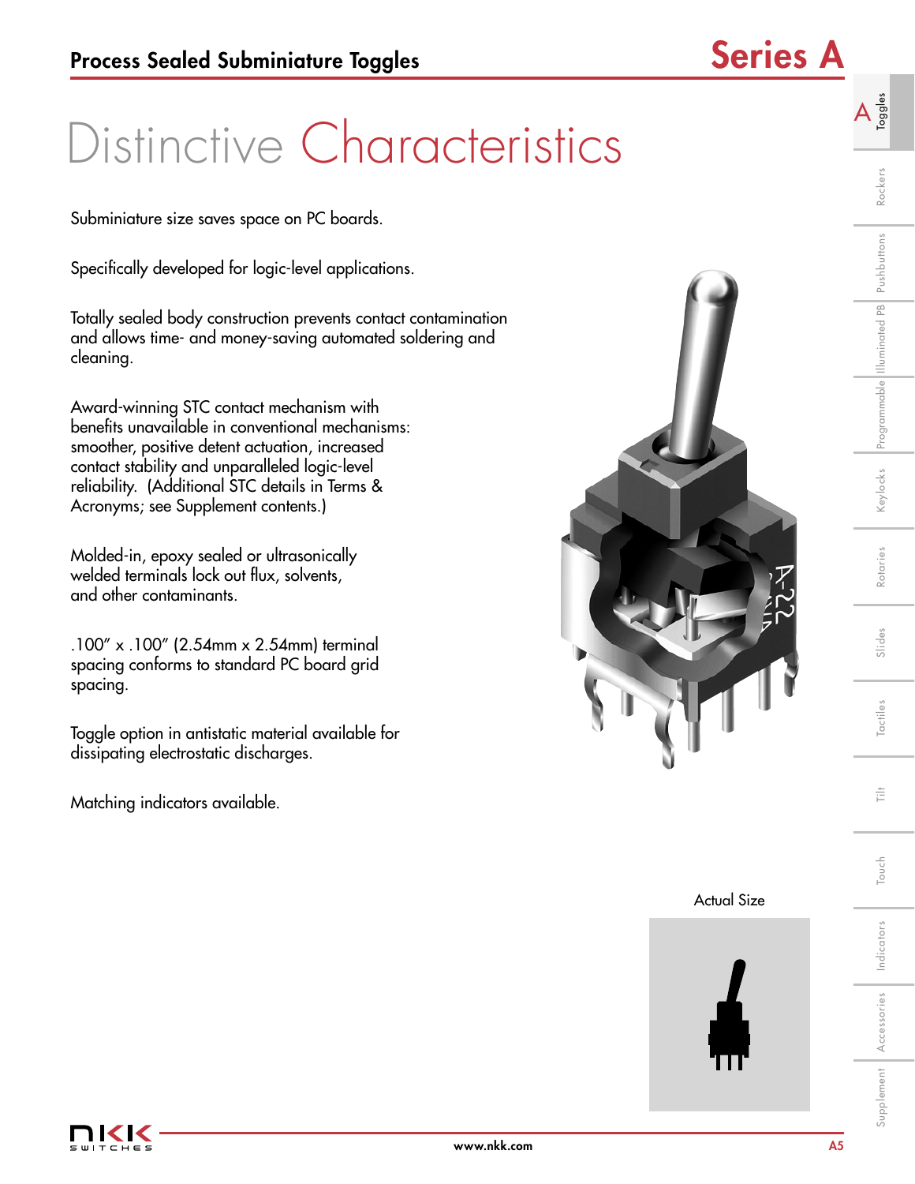# Process Sealed Subminiature Toggles

## Series A

# Distinctive Characteristics

Subminiature size saves space on PC boards.

Specifically developed for logic-level applications.

Totally sealed body construction prevents contact contamination and allows time- and money-saving automated soldering and cleaning.

Award-winning STC contact mechanism with benefits unavailable in conventional mechanisms: smoother, positive detent actuation, increased contact stability and unparalleled logic-level reliability. (Additional STC details in Terms & Acronyms; see Supplement contents.)

Molded-in, epoxy sealed or ultrasonically welded terminals lock out flux, solvents, and other contaminants.

.100" x .100" (2.54mm x 2.54mm) terminal spacing conforms to standard PC board grid spacing.

Toggle option in antistatic material available for dissipating electrostatic discharges.

Matching indicators available.

Actual Size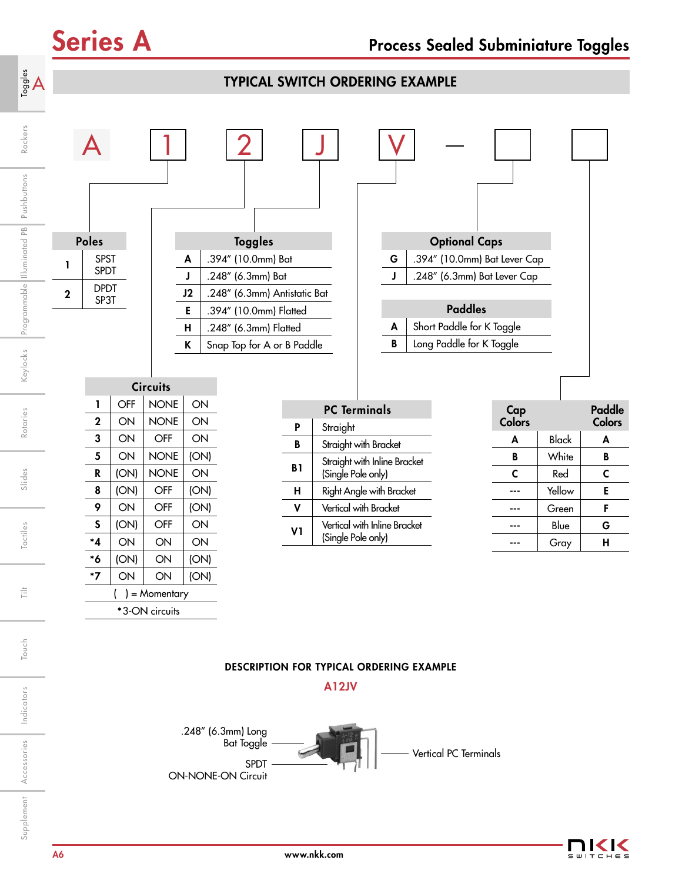# Series A

## Process Sealed Subminiature Toggles

### TYPICAL SWITCH ORDERING EXAMPLE

A | 1 | 2 | J | V — | | 

**Poles**

| | |
|---|---|
| 1 | SPST SPDT |
| 2 | DPDT SP3T |

**Toggles**

| | |
|---|---|
| A | .394″ (10.0mm) Bat |
| J | .248″ (6.3mm) Bat |
| J2 | .248″ (6.3mm) Antistatic Bat |
| E | .394″ (10.0mm) Flatted |
| H | .248″ (6.3mm) Flatted |
| K | Snap Top for A or B Paddle |

**Optional Caps**

| | |
|---|---|
| G | .394″ (10.0mm) Bat Lever Cap |
| J | .248″ (6.3mm) Bat Lever Cap |

**Paddles**

| | |
|---|---|
| A | Short Paddle for K Toggle |
| B | Long Paddle for K Toggle |

**Circuits**

| | | | |
|---|---|---|---|
| 1 | OFF | NONE | ON |
| 2 | ON | NONE | ON |
| 3 | ON | OFF | ON |
| 5 | ON | NONE | (ON) |
| R | (ON) | NONE | ON |
| 8 | (ON) | OFF | (ON) |
| 9 | ON | OFF | (ON) |
| S | (ON) | OFF | ON |
| *4 | ON | ON | ON |
| *6 | (ON) | ON | (ON) |
| *7 | ON | ON | (ON) |

( ) = Momentary

*3-ON circuits

**PC Terminals**

| | |
|---|---|
| P | Straight |
| B | Straight with Bracket |
| B1 | Straight with Inline Bracket (Single Pole only) |
| H | Right Angle with Bracket |
| V | Vertical with Bracket |
| V1 | Vertical with Inline Bracket (Single Pole only) |

| Cap Colors | | Paddle Colors |
|---|---|---|
| A | Black | A |
| B | White | B |
| C | Red | C |
| --- | Yellow | E |
| --- | Green | F |
| --- | Blue | G |
| --- | Gray | H |

### DESCRIPTION FOR TYPICAL ORDERING EXAMPLE

**A12JV**

.248″ (6.3mm) Long Bat Toggle

SPDT ON-NONE-ON Circuit

Vertical PC Terminals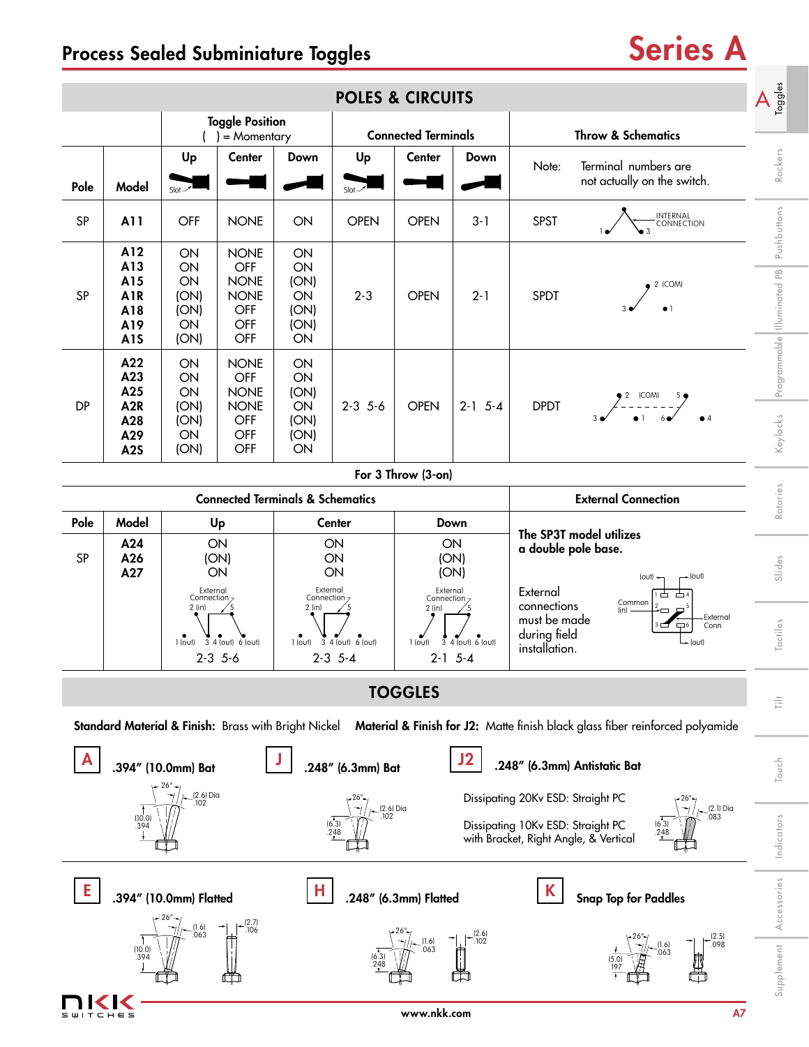# Process Sealed Subminiature Toggles

## Series A

## POLES & CIRCUITS

| Pole | Model | Toggle Position ( ) = Momentary | | | Connected Terminals | | | Throw & Schematics |
|---|---|---|---|---|---|---|---|---|
| | | Up | Center | Down | Up | Center | Down | Note: Terminal numbers are not actually on the switch. |
| SP | A11 | OFF | NONE | ON | OPEN | OPEN | 3-1 | SPST |
| SP | A12 | ON | NONE | ON | 2-3 | OPEN | 2-1 | SPDT |
| | A13 | ON | OFF | ON | | | | |
| | A15 | ON | NONE | (ON) | | | | |
| | A1R | (ON) | NONE | ON | | | | |
| | A18 | (ON) | OFF | (ON) | | | | |
| | A19 | ON | OFF | (ON) | | | | |
| | A1S | (ON) | OFF | ON | | | | |
| DP | A22 | ON | NONE | ON | 2-3 5-6 | OPEN | 2-1 5-4 | DPDT |
| | A23 | ON | OFF | ON | | | | |
| | A25 | ON | NONE | (ON) | | | | |
| | A2R | (ON) | NONE | ON | | | | |
| | A28 | (ON) | OFF | (ON) | | | | |
| | A29 | ON | OFF | (ON) | | | | |
| | A2S | (ON) | OFF | ON | | | | |

### For 3 Throw (3-on)

| Pole | Model | Up | Center | Down | External Connection |
|---|---|---|---|---|---|
| SP | A24 | ON | ON | ON | The SP3T model utilizes a double pole base. |
| | A26 | (ON) | ON | (ON) | |
| | A27 | ON | ON | (ON) | External connections must be made during field installation. |
| | | 2-3 5-6 | 2-3 5-4 | 2-1 5-4 | |

## TOGGLES

**Standard Material & Finish:** Brass with Bright Nickel **Material & Finish for J2:** Matte finish black glass fiber reinforced polyamide

**A** .394" (10.0mm) Bat

**J** .248" (6.3mm) Bat

**J2** .248" (6.3mm) Antistatic Bat

Dissipating 20Kv ESD: Straight PC

Dissipating 10Kv ESD: Straight PC with Bracket, Right Angle, & Vertical

**E** .394" (10.0mm) Flatted

**H** .248" (6.3mm) Flatted

**K** Snap Top for Paddles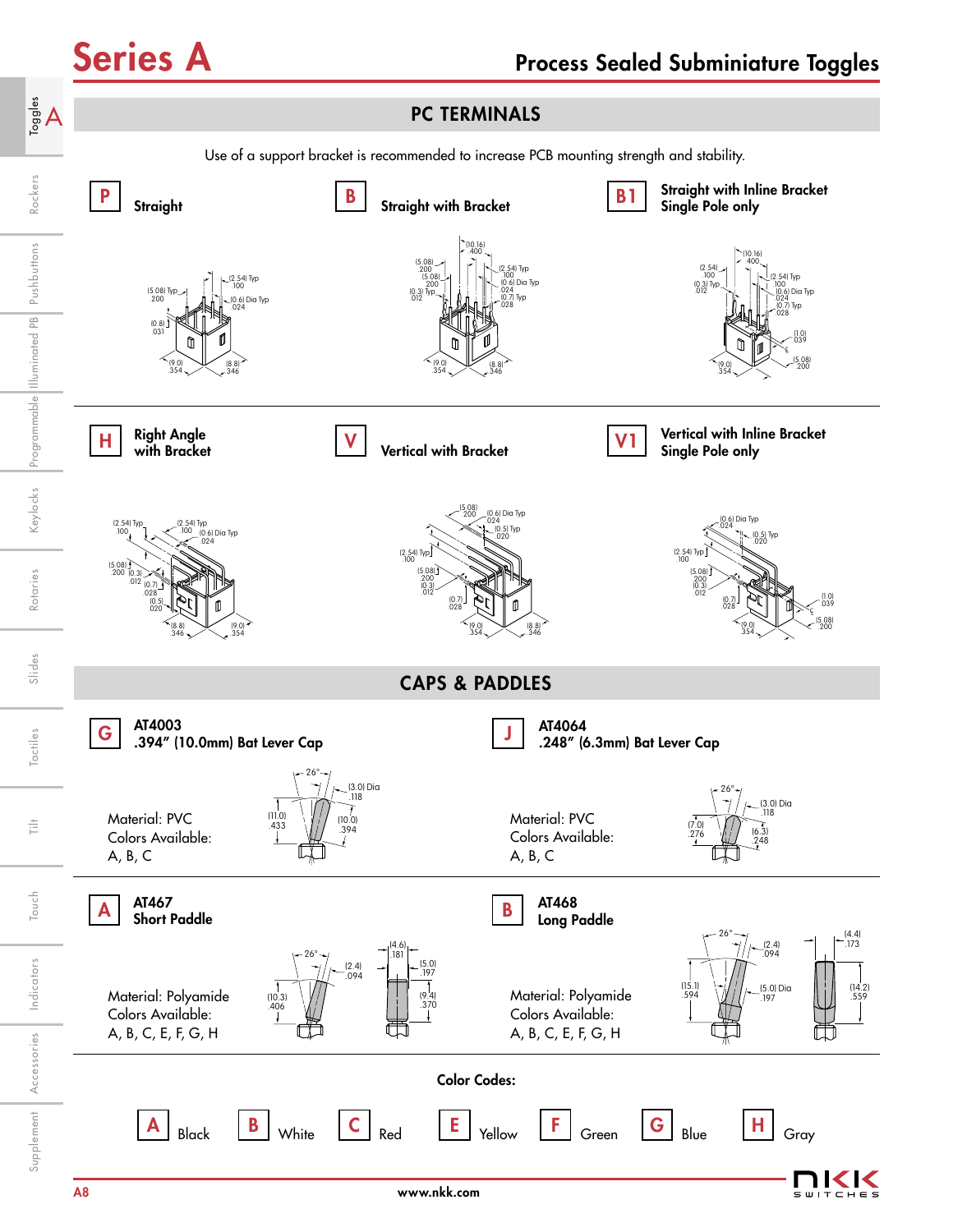# Series A

## Process Sealed Subminiature Toggles

## PC TERMINALS

Use of a support bracket is recommended to increase PCB mounting strength and stability.

**P** Straight

(5.08) Typ .200 — (2.54) Typ .100 — (0.6) Dia Typ .024 — (0.8) .031 — (9.0) .354 — (8.8) .346

**B** Straight with Bracket

(10.16) .400 — (5.08) .200 — (5.08) .200 — (0.3) Typ .012 — (2.54) Typ .100 — (0.6) Dia Typ .024 — (0.7) Typ .028 — (9.0) .354 — (8.8) .346

**B1** Straight with Inline Bracket Single Pole only

(10.16) .400 — (2.54) .100 — (0.3) Typ .012 — (2.54) Typ .100 — (0.6) Dia Typ .024 — (0.7) Typ .028 — (1.0) .039 — (5.08) .200 — (9.0) .354

**H** Right Angle with Bracket

(2.54) Typ .100 — (2.54) Typ .100 — (0.6) Dia Typ .024 — (5.08) .200 — (0.3) .012 — (0.7) .028 — (0.5) .020 — (8.8) .346 — (9.0) .354

**V** Vertical with Bracket

(5.08) .200 — (0.6) Dia Typ .024 — (0.5) Typ .020 — (2.54) Typ .100 — (5.08) .200 — (0.3) .012 — (0.7) .028 — (9.0) .354 — (8.8) .346

**V1** Vertical with Inline Bracket Single Pole only

(0.6) Dia Typ .024 — (0.5) Typ .020 — (2.54) Typ .100 — (5.08) .200 — (0.3) .012 — (0.7) .028 — (1.0) .039 — (5.08) .200 — (9.0) .354

## CAPS & PADDLES

**G** AT4003
.394" (10.0mm) Bat Lever Cap

Material: PVC
Colors Available:
A, B, C

26° — (3.0) Dia .118 — (11.0) .433 — (10.0) .394

**J** AT4064
.248" (6.3mm) Bat Lever Cap

Material: PVC
Colors Available:
A, B, C

26° — (3.0) Dia .118 — (7.0) .276 — (6.3) .248

**A** AT467
Short Paddle

Material: Polyamide
Colors Available:
A, B, C, E, F, G, H

26° — (2.4) .094 — (10.3) .406 — (4.6) .181 — (5.0) .197 — (9.4) .370

**B** AT468
Long Paddle

Material: Polyamide
Colors Available:
A, B, C, E, F, G, H

26° — (2.4) .094 — (15.1) .594 — (5.0) Dia .197 — (4.4) .173 — (14.2) .559

**Color Codes:**

| Code | Color |
|---|---|
| A | Black |
| B | White |
| C | Red |
| E | Yellow |
| F | Green |
| G | Blue |
| H | Gray |

www.nkk.com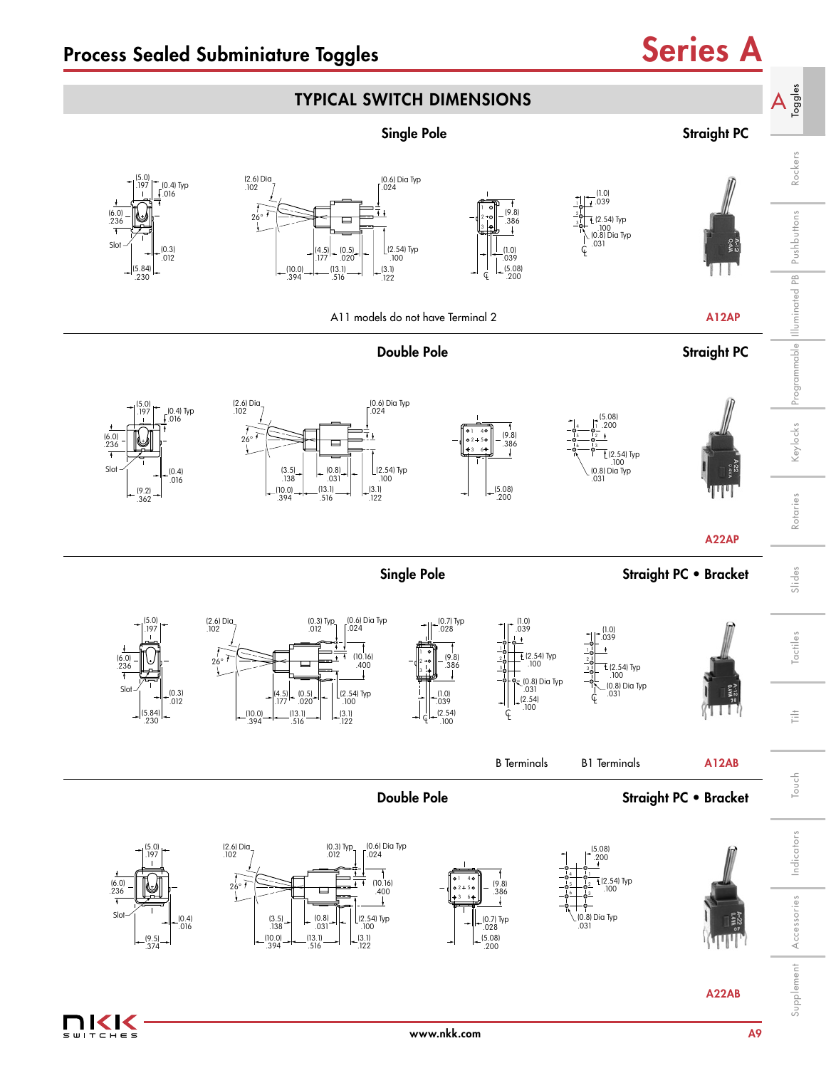# Process Sealed Subminiature Toggles

## TYPICAL SWITCH DIMENSIONS

### Single Pole — Straight PC

(5.0) .197 (0.4) Typ .016 (6.0) .236 Slot (0.3) .012 (5.84) .230

(2.6) Dia .102 26° (4.5) .177 (0.5) .020 (10.0) .394 (13.1) .516 (0.6) Dia Typ .024 (2.54) Typ .100 (3.1) .122

(9.8) .386 (1.0) .039 (5.08) .200

(1.0) .039 (2.54) Typ .100 (0.8) Dia Typ .031

A11 models do not have Terminal 2

**A12AP**

### Double Pole — Straight PC

(5.0) .197 (0.4) Typ .016 (6.0) .236 Slot (0.4) .016 (9.2) .362

(2.6) Dia .102 26° (3.5) .138 (0.8) .031 (10.0) .394 (13.1) .516 (0.6) Dia Typ .024 (2.54) Typ .100 (3.1) .122

(9.8) .386 (5.08) .200

(5.08) .200 (2.54) Typ .100 (0.8) Dia Typ .031

**A22AP**

### Single Pole — Straight PC • Bracket

(5.0) .197 (6.0) .236 Slot (0.3) .012 (5.84) .230

(2.6) Dia .102 26° (0.3) Typ .012 (0.6) Dia Typ .024 (10.16) .400 (4.5) .177 (0.5) .020 (2.54) Typ .100 (10.0) .394 (13.1) .516 (3.1) .122

(0.7) Typ .028 (9.8) .386 (1.0) .039 (2.54) .100

(1.0) .039 (2.54) Typ .100 (0.8) Dia Typ .031 (2.54) .100

(1.0) .039 (2.54) Typ .100 (0.8) Dia Typ .031

B Terminals B1 Terminals

**A12AB**

### Double Pole — Straight PC • Bracket

(5.0) .197 (6.0) .236 Slot (0.4) .016 (9.5) .374

(2.6) Dia .102 26° (0.3) Typ .012 (0.6) Dia Typ .024 (10.16) .400 (3.5) .138 (0.8) .031 (2.54) Typ .100 (10.0) .394 (13.1) .516 (3.1) .122

(9.8) .386 (0.7) Typ .028 (5.08) .200

(5.08) .200 (2.54) Typ .100 (0.8) Dia Typ .031

**A22AB**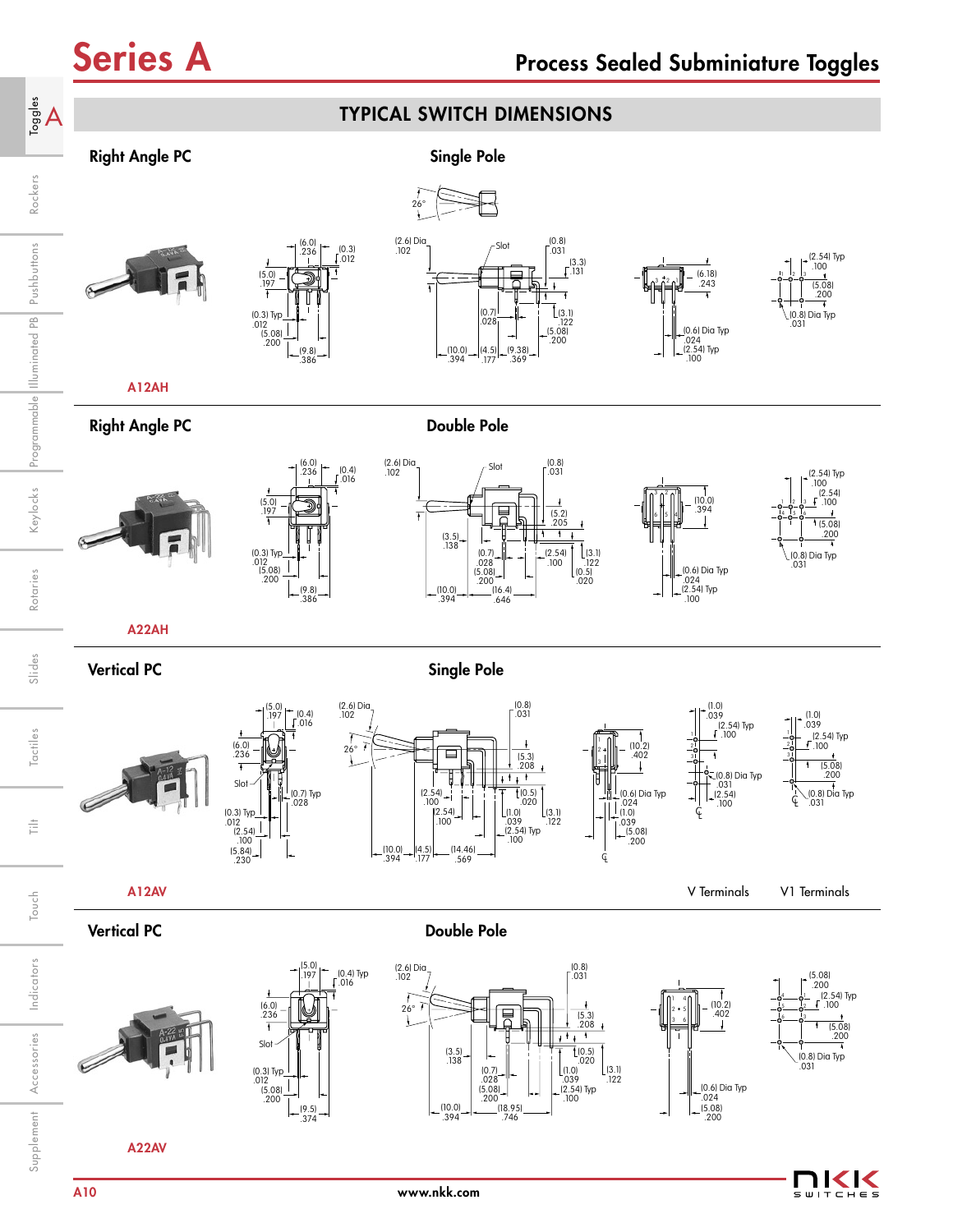# Series A

## Process Sealed Subminiature Toggles

## TYPICAL SWITCH DIMENSIONS

### Right Angle PC — Single Pole

26°

(6.0) .236
(0.3) .012
(5.0) .197
(0.3) Typ .012
(5.08) .200
(9.8) .386

(2.6) Dia .102
Slot
(0.8) .031
(3.3) .131
(0.7) .028
(3.1) .122
(5.08) .200
(10.0) .394
(4.5) .177
(9.38) .369

(6.18) .243
(0.6) Dia Typ .024
(2.54) Typ .100

(2.54) Typ .100
(5.08) .200
(0.8) Dia Typ .031

A12AH

### Right Angle PC — Double Pole

(6.0) .236
(0.4) .016
(5.0) .197
(0.3) Typ .012
(5.08) .200
(9.8) .386

(2.6) Dia .102
Slot
(0.8) .031
(5.2) .205
(3.5) .138
(0.7) .028
(2.54) .100
(3.1) .122
(5.08) .200
(0.5) .020
(10.0) .394
(16.4) .646

(10.0) .394
(0.6) Dia Typ .024
(2.54) Typ .100

(2.54) Typ .100
(2.54) .100
(5.08) .200
(0.8) Dia Typ .031

A22AH

### Vertical PC — Single Pole

(5.0) .197
(0.4) .016
(6.0) .236
Slot
(0.7) Typ .028
(0.3) Typ .012
(2.54) .100
(5.84) .230

(2.6) Dia .102
26°
(0.8) .031
(5.3) .208
(2.54) .100
(0.5) .020
(2.54) .100
(1.0) .039
(3.1) .122
(2.54) Typ .100
(10.0) .394
(4.5) .177
(14.46) .569

(10.2) .402
(0.6) Dia Typ .024
(1.0) .039
(5.08) .200

(1.0) .039
(2.54) Typ .100
(0.8) Dia Typ .031
(2.54) .100

(1.0) .039
(2.54) Typ .100
(5.08) .200
(0.8) Dia Typ .031

A12AV

V Terminals

V1 Terminals

### Vertical PC — Double Pole

(5.0) .197
(0.4) Typ .016
(6.0) .236
Slot
(0.3) Typ .012
(5.08) .200
(9.5) .374

(2.6) Dia .102
26°
(0.8) .031
(5.3) .208
(3.5) .138
(0.5) .020
(0.7) .028
(1.0) .039
(3.1) .122
(5.08) .200
(2.54) Typ .100
(10.0) .394
(18.95) .746

(10.2) .402
(0.6) Dia Typ .024
(5.08) .200

(5.08) .200
(2.54) Typ .100
(5.08) .200
(0.8) Dia Typ .031

A22AV

www.nkk.com